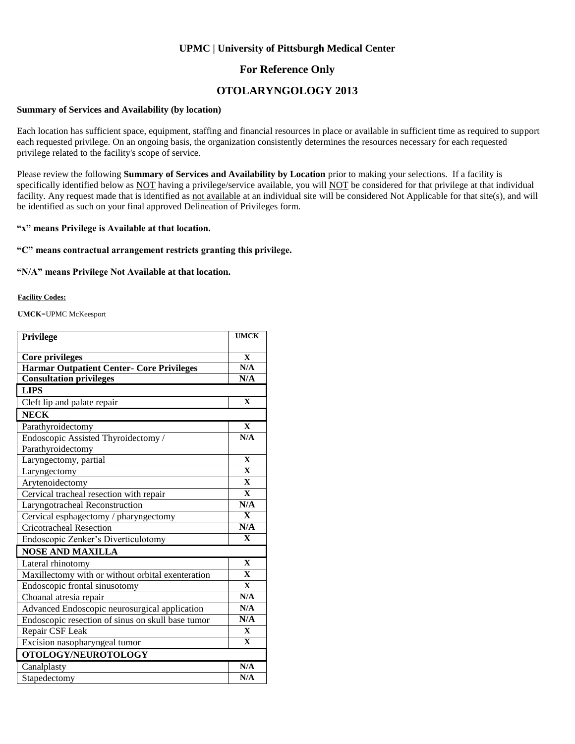**UPMC | University of Pittsburgh Medical Center**

## For Reference Only

# OTOLARYNGOLOGY 2013

**Summary of Services and Availability (by location)**

Each location has sufficient space, equipment, staffing and financial resources in place or available in sufficient time as required to support each requested privilege. On an ongoing basis, the organization consistently determines the resources necessary for each requested privilege related to the facility's scope of service.

Please review the following **Summary of Services and Availability by Location** prior to making your selections. If a facility is specifically identified below as NOT having a privilege/service available, you will NOT be considered for that privilege at that individual facility. Any request made that is identified as not available at an individual site will be considered Not Applicable for that site(s), and will be identified as such on your final approved Delineation of Privileges form.

**"x" means Privilege is Available at that location.**

**"C" means contractual arrangement restricts granting this privilege.**

**"N/A" means Privilege Not Available at that location.**

**Facility Codes:**

**UMCK**=UPMC McKeesport

| Privilege | UMCK |
|---|---|
| **Core privileges** | X |
| **Harmar Outpatient Center- Core Privileges** | N/A |
| **Consultation privileges** | N/A |
| **LIPS** | |
| Cleft lip and palate repair | X |
| **NECK** | |
| Parathyroidectomy | X |
| Endoscopic Assisted Thyroidectomy / Parathyroidectomy | N/A |
| Laryngectomy, partial | X |
| Laryngectomy | X |
| Arytenoidectomy | X |
| Cervical tracheal resection with repair | X |
| Laryngotracheal Reconstruction | N/A |
| Cervical esphagectomy / pharyngectomy | X |
| Cricotracheal Resection | N/A |
| Endoscopic Zenker's Diverticulotomy | X |
| **NOSE AND MAXILLA** | |
| Lateral rhinotomy | X |
| Maxillectomy with or without orbital exenteration | X |
| Endoscopic frontal sinusotomy | X |
| Choanal atresia repair | N/A |
| Advanced Endoscopic neurosurgical application | N/A |
| Endoscopic resection of sinus on skull base tumor | N/A |
| Repair CSF Leak | X |
| Excision nasopharyngeal tumor | X |
| **OTOLOGY/NEUROTOLOGY** | |
| Canalplasty | N/A |
| Stapedectomy | N/A |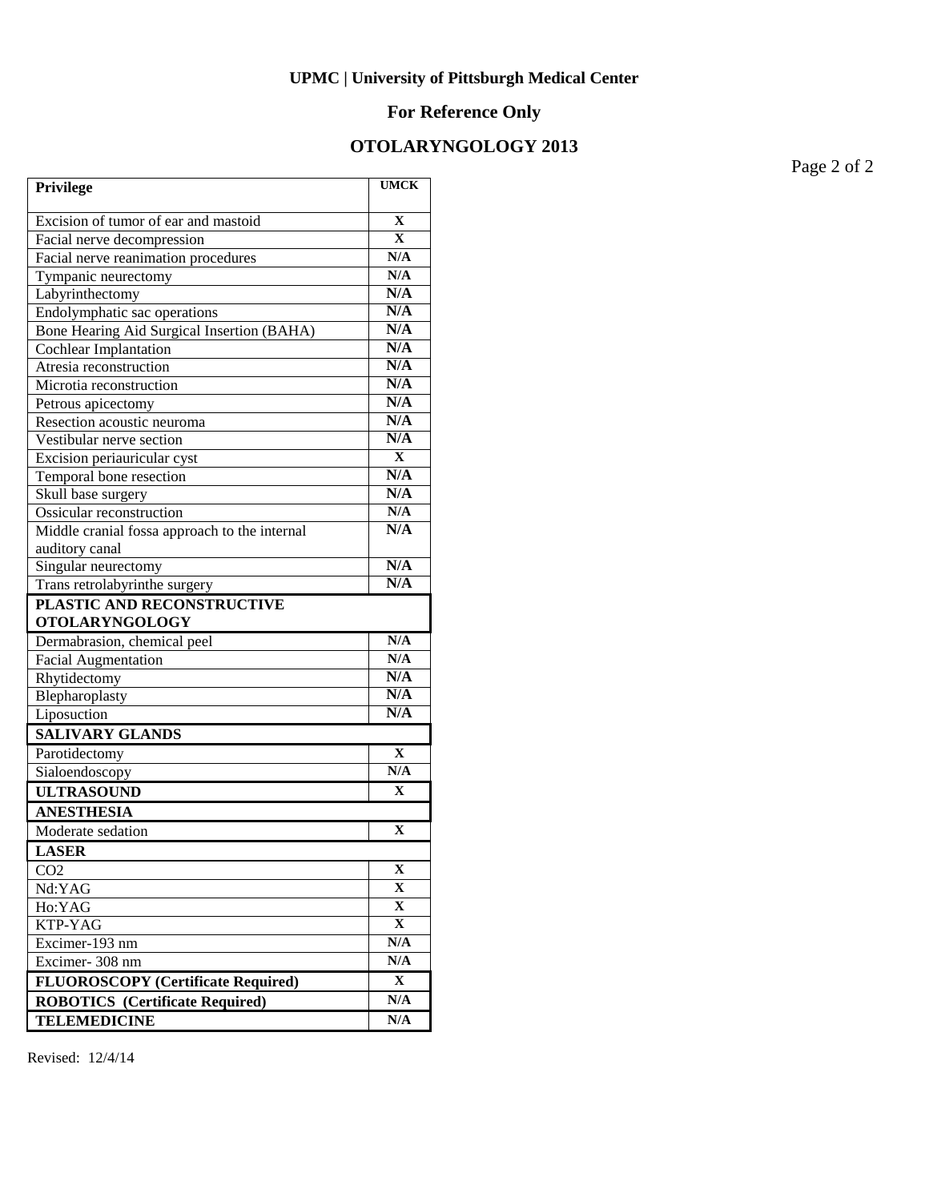**UPMC | University of Pittsburgh Medical Center**

**For Reference Only**

**OTOLARYNGOLOGY 2013**

| Privilege | UMCK |
|---|---|
| Excision of tumor of ear and mastoid | X |
| Facial nerve decompression | X |
| Facial nerve reanimation procedures | N/A |
| Tympanic neurectomy | N/A |
| Labyrinthectomy | N/A |
| Endolymphatic sac operations | N/A |
| Bone Hearing Aid Surgical Insertion (BAHA) | N/A |
| Cochlear Implantation | N/A |
| Atresia reconstruction | N/A |
| Microtia reconstruction | N/A |
| Petrous apicectomy | N/A |
| Resection acoustic neuroma | N/A |
| Vestibular nerve section | N/A |
| Excision periauricular cyst | X |
| Temporal bone resection | N/A |
| Skull base surgery | N/A |
| Ossicular reconstruction | N/A |
| Middle cranial fossa approach to the internal auditory canal | N/A |
| Singular neurectomy | N/A |
| Trans retrolabyrinthe surgery | N/A |
| **PLASTIC AND RECONSTRUCTIVE OTOLARYNGOLOGY** | |
| Dermabrasion, chemical peel | N/A |
| Facial Augmentation | N/A |
| Rhytidectomy | N/A |
| Blepharoplasty | N/A |
| Liposuction | N/A |
| **SALIVARY GLANDS** | |
| Parotidectomy | X |
| Sialoendoscopy | N/A |
| **ULTRASOUND** | X |
| **ANESTHESIA** | |
| Moderate sedation | X |
| **LASER** | |
| CO2 | X |
| Nd:YAG | X |
| Ho:YAG | X |
| KTP-YAG | X |
| Excimer-193 nm | N/A |
| Excimer- 308 nm | N/A |
| **FLUOROSCOPY (Certificate Required)** | X |
| **ROBOTICS (Certificate Required)** | N/A |
| **TELEMEDICINE** | N/A |

Revised: 12/4/14